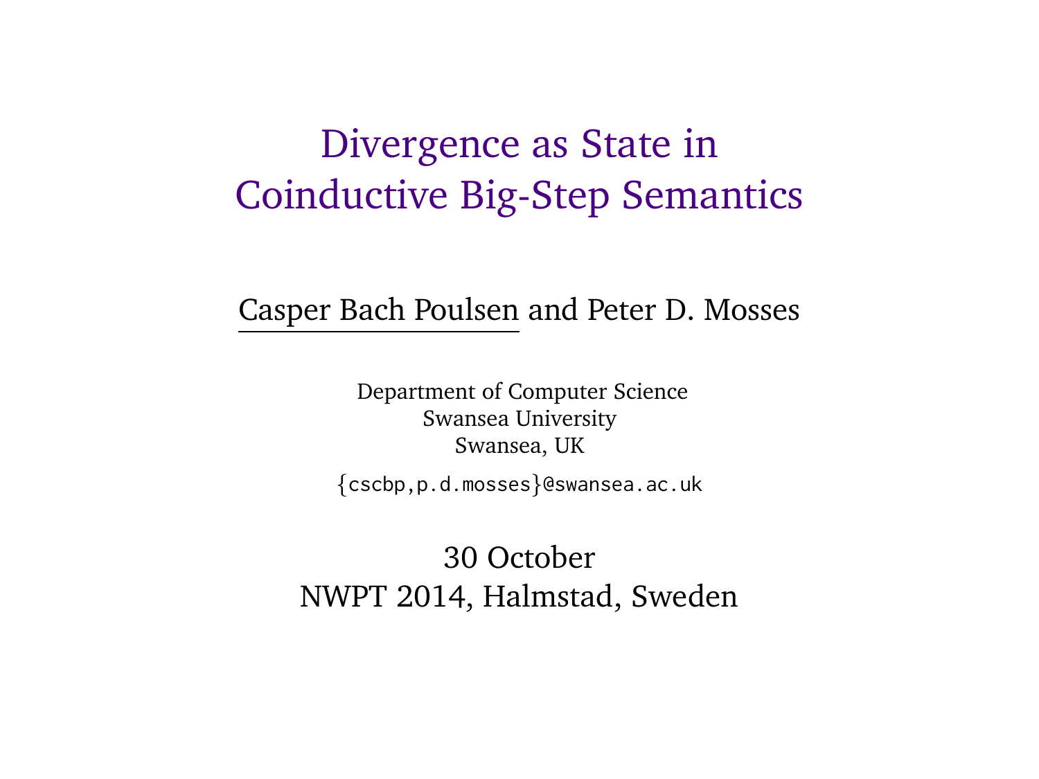# Divergence as State in Coinductive Big-Step Semantics

Casper Bach Poulsen and Peter D. Mosses

Department of Computer Science
Swansea University
Swansea, UK

{cscbp,p.d.mosses}@swansea.ac.uk

30 October
NWPT 2014, Halmstad, Sweden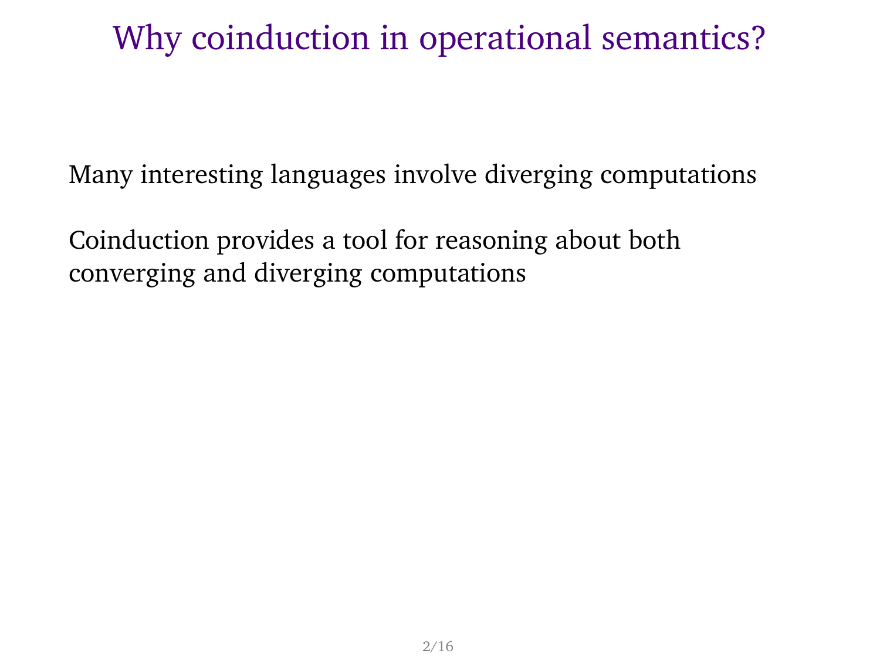# Why coinduction in operational semantics?

Many interesting languages involve diverging computations

Coinduction provides a tool for reasoning about both converging and diverging computations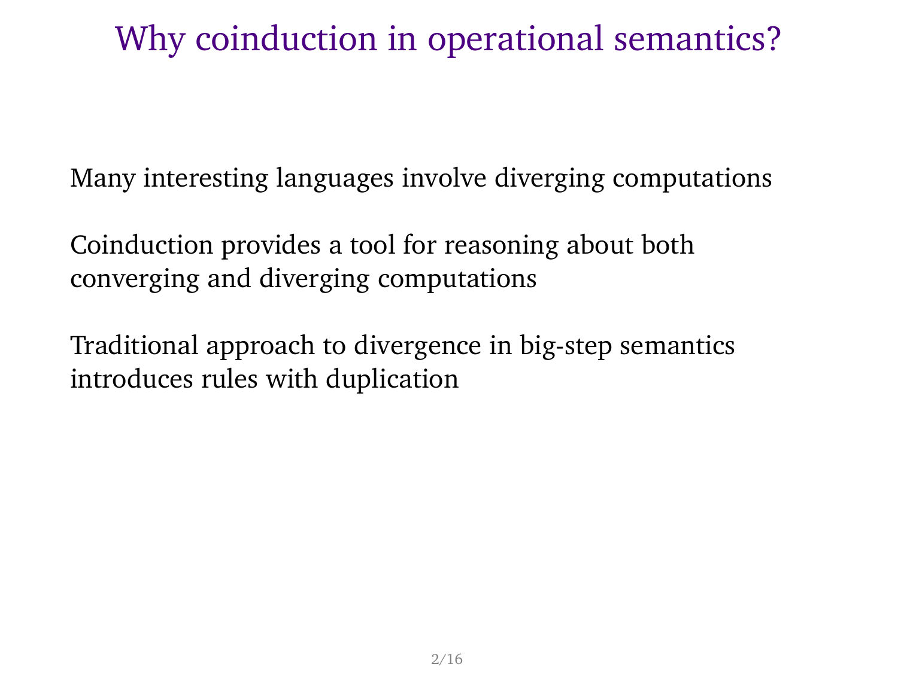# Why coinduction in operational semantics?

Many interesting languages involve diverging computations

Coinduction provides a tool for reasoning about both converging and diverging computations

Traditional approach to divergence in big-step semantics introduces rules with duplication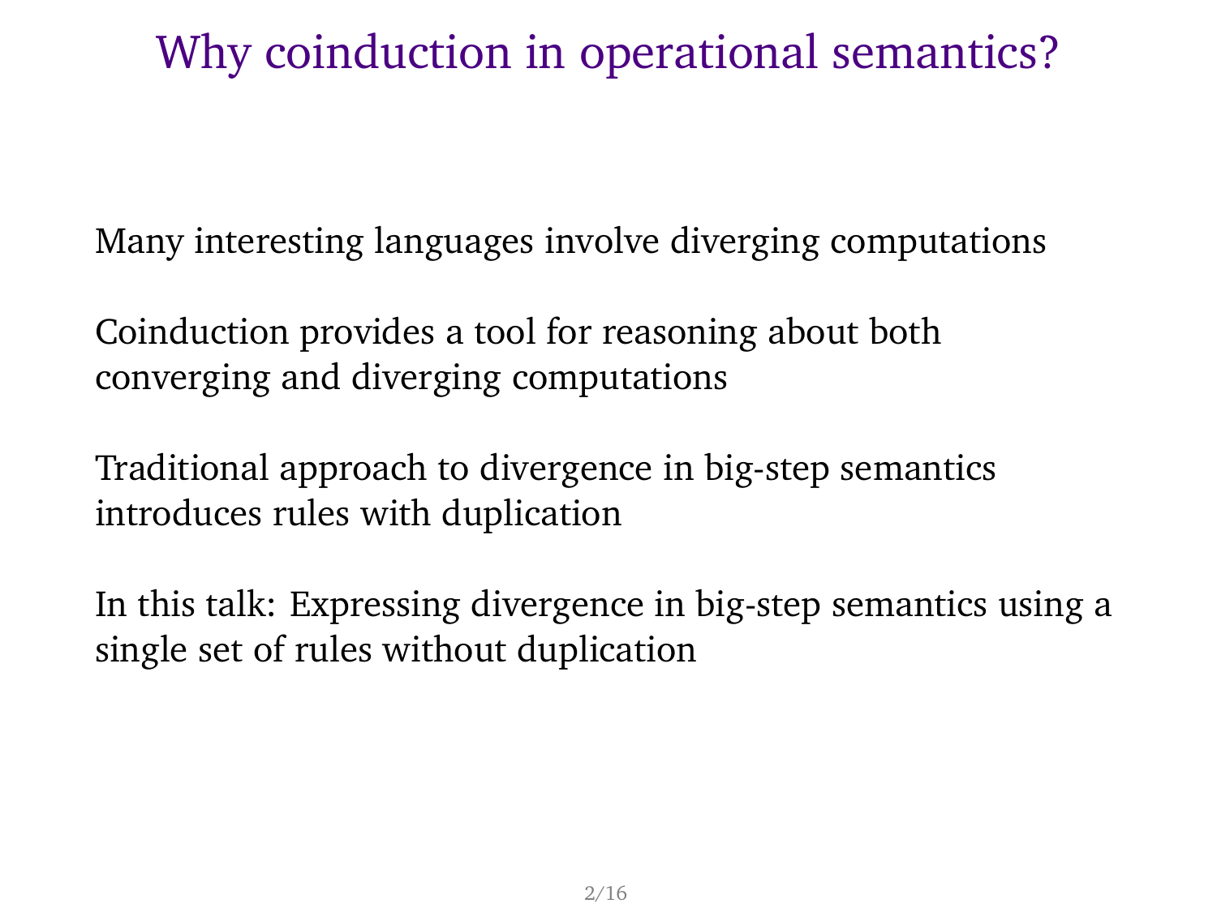# Why coinduction in operational semantics?

Many interesting languages involve diverging computations

Coinduction provides a tool for reasoning about both converging and diverging computations

Traditional approach to divergence in big-step semantics introduces rules with duplication

In this talk: Expressing divergence in big-step semantics using a single set of rules without duplication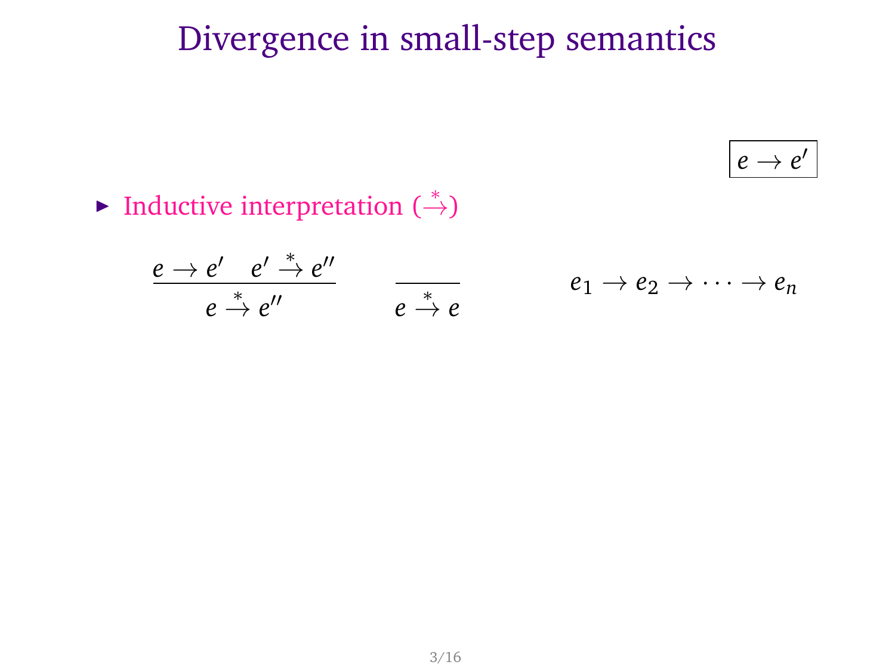# Divergence in small-step semantics

$$\boxed{e \rightarrow e'}$$

- Inductive interpretation ($\overset{*}{\rightarrow}$)

$$\frac{e \rightarrow e' \quad e' \overset{*}{\rightarrow} e''}{e \overset{*}{\rightarrow} e''} \qquad \frac{}{e \overset{*}{\rightarrow} e} \qquad e_1 \rightarrow e_2 \rightarrow \cdots \rightarrow e_n$$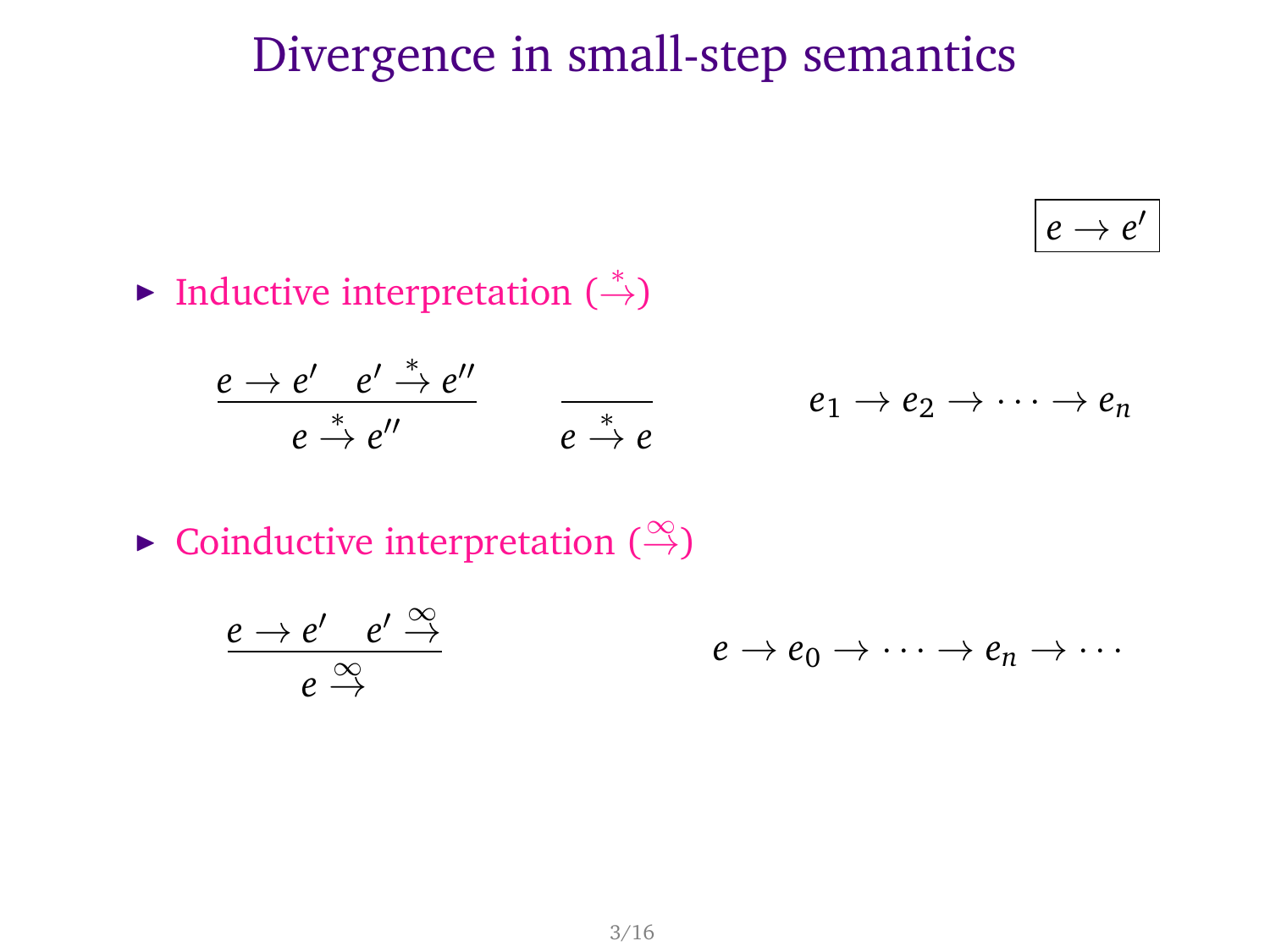# Divergence in small-step semantics

$$\boxed{e \to e'}$$

- Inductive interpretation ($\stackrel{*}{\to}$)

$$\frac{e \to e' \quad e' \stackrel{*}{\to} e''}{e \stackrel{*}{\to} e''} \qquad \frac{}{e \stackrel{*}{\to} e} \qquad\qquad e_1 \to e_2 \to \cdots \to e_n$$

- Coinductive interpretation ($\stackrel{\infty}{\to}$)

$$\frac{e \to e' \quad e' \stackrel{\infty}{\to}}{e \stackrel{\infty}{\to}} \qquad\qquad e \to e_0 \to \cdots \to e_n \to \cdots$$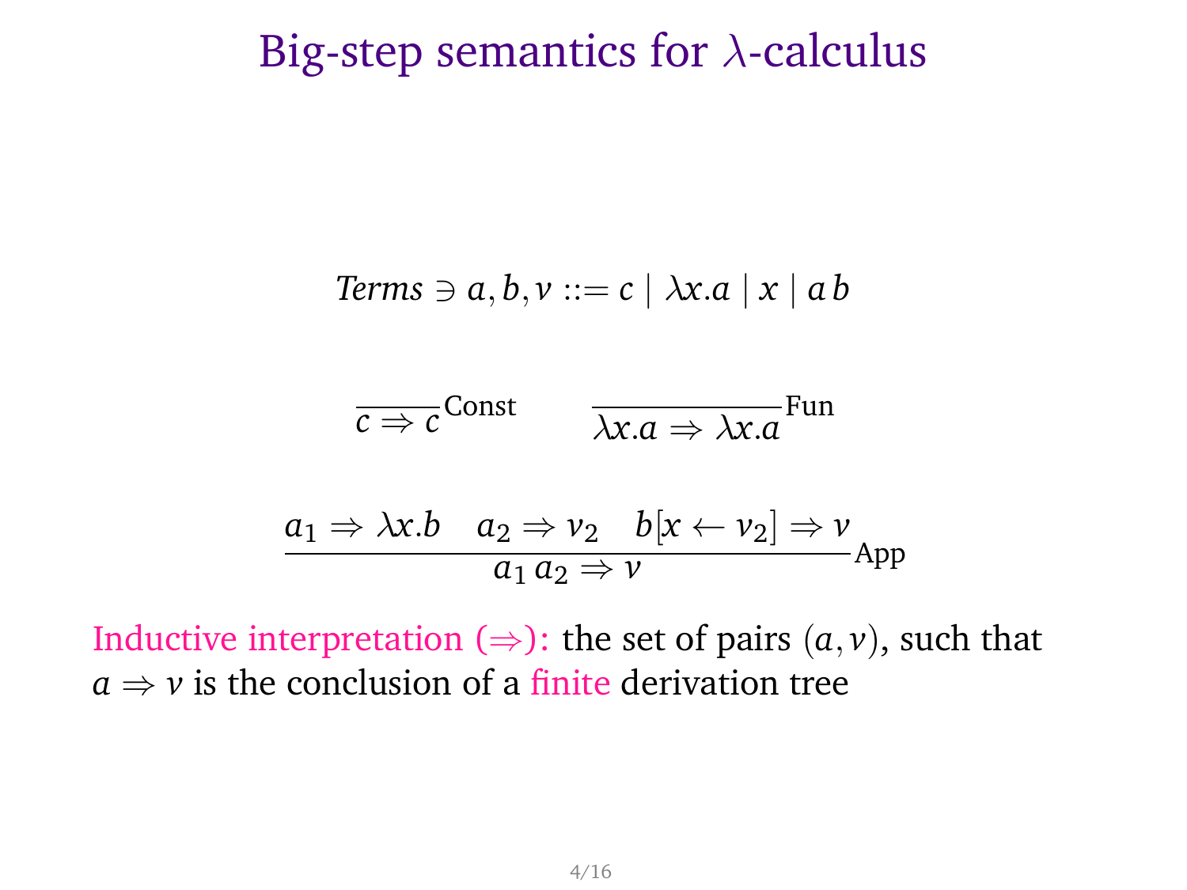# Big-step semantics for $\lambda$-calculus

$$\textit{Terms} \ni a, b, v ::= c \mid \lambda x.a \mid x \mid a\,b$$

$$\frac{}{c \Rightarrow c}\text{Const} \qquad \frac{}{\lambda x.a \Rightarrow \lambda x.a}\text{Fun}$$

$$\frac{a_1 \Rightarrow \lambda x.b \quad a_2 \Rightarrow v_2 \quad b[x \leftarrow v_2] \Rightarrow v}{a_1\,a_2 \Rightarrow v}\text{App}$$

Inductive interpretation ($\Rightarrow$): the set of pairs $(a, v)$, such that $a \Rightarrow v$ is the conclusion of a finite derivation tree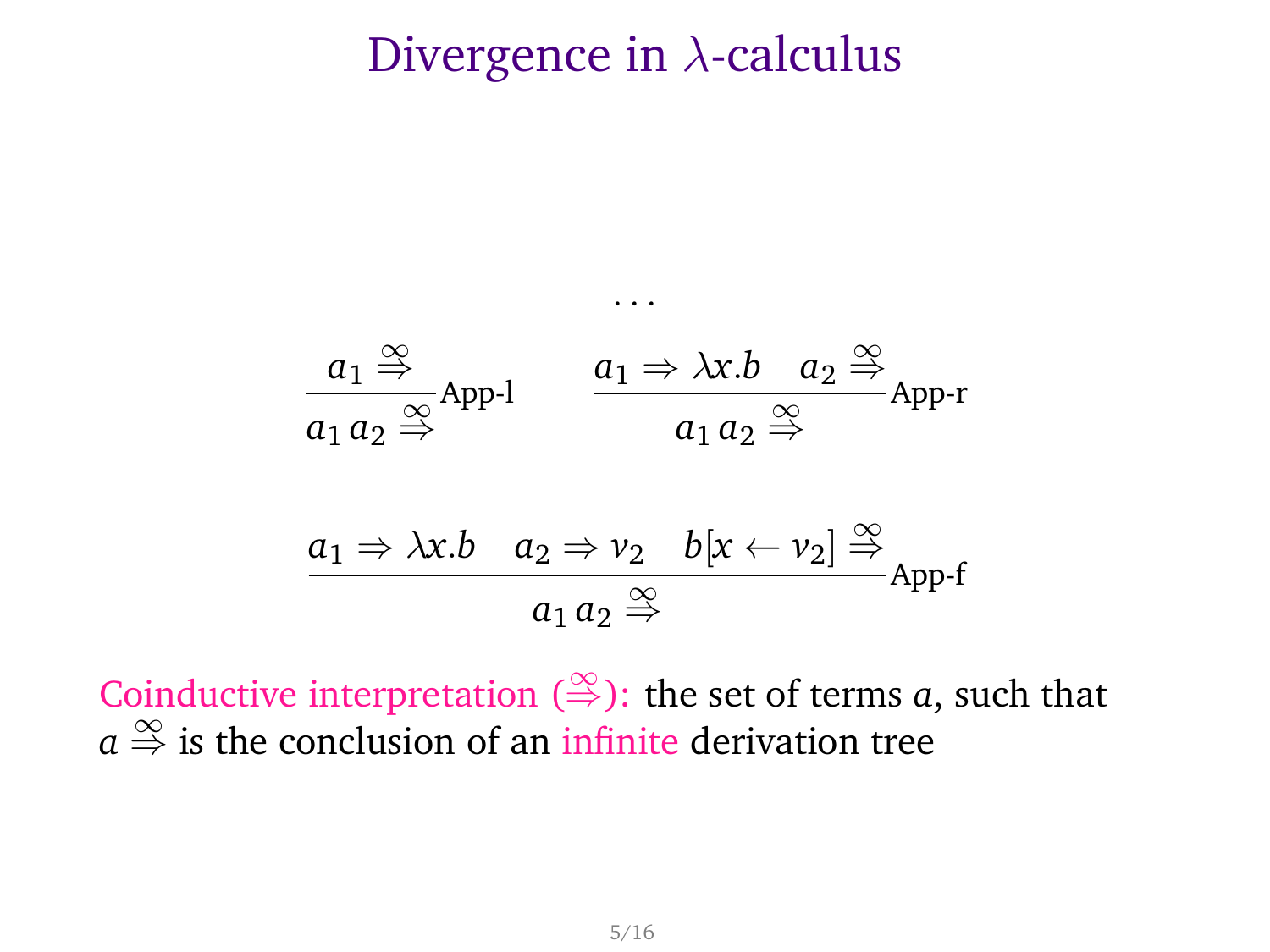# Divergence in $\lambda$-calculus

$$\dots$$

$$\frac{a_1 \overset{\infty}{\Rightarrow}}{a_1\, a_2 \overset{\infty}{\Rightarrow}}\text{App-l} \qquad \frac{a_1 \Rightarrow \lambda x.b \quad a_2 \overset{\infty}{\Rightarrow}}{a_1\, a_2 \overset{\infty}{\Rightarrow}}\text{App-r}$$

$$\frac{a_1 \Rightarrow \lambda x.b \quad a_2 \Rightarrow v_2 \quad b[x \leftarrow v_2] \overset{\infty}{\Rightarrow}}{a_1\, a_2 \overset{\infty}{\Rightarrow}}\text{App-f}$$

Coinductive interpretation ($\overset{\infty}{\Rightarrow}$): the set of terms $a$, such that $a \overset{\infty}{\Rightarrow}$ is the conclusion of an infinite derivation tree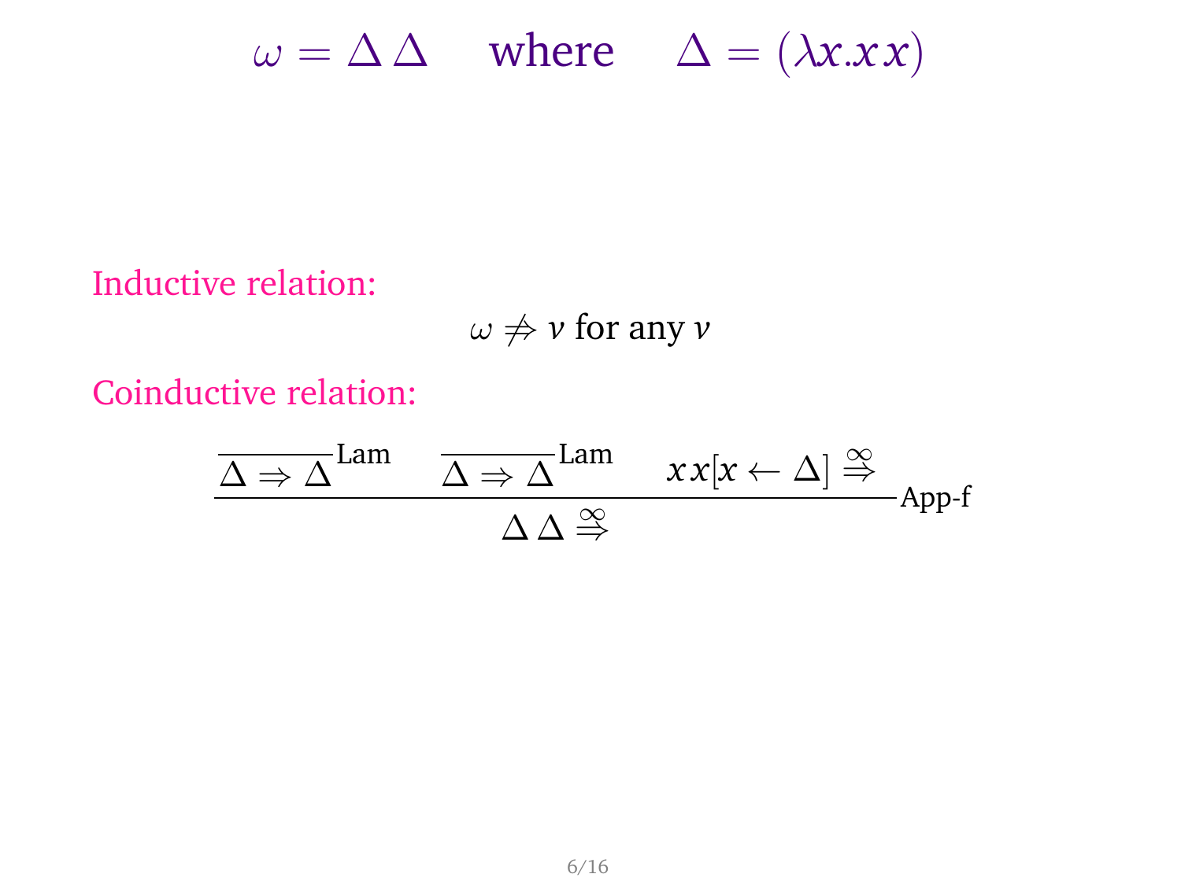$$\omega = \Delta\,\Delta \quad \text{where} \quad \Delta = (\lambda x.x\,x)$$

Inductive relation:

$$\omega \not\Rightarrow v \text{ for any } v$$

Coinductive relation:

$$\dfrac{\dfrac{}{\Delta \Rightarrow \Delta}\text{Lam} \qquad \dfrac{}{\Delta \Rightarrow \Delta}\text{Lam} \qquad x\,x[x \leftarrow \Delta] \overset{\infty}{\Rightarrow}}{\Delta\,\Delta \overset{\infty}{\Rightarrow}}\text{App-f}$$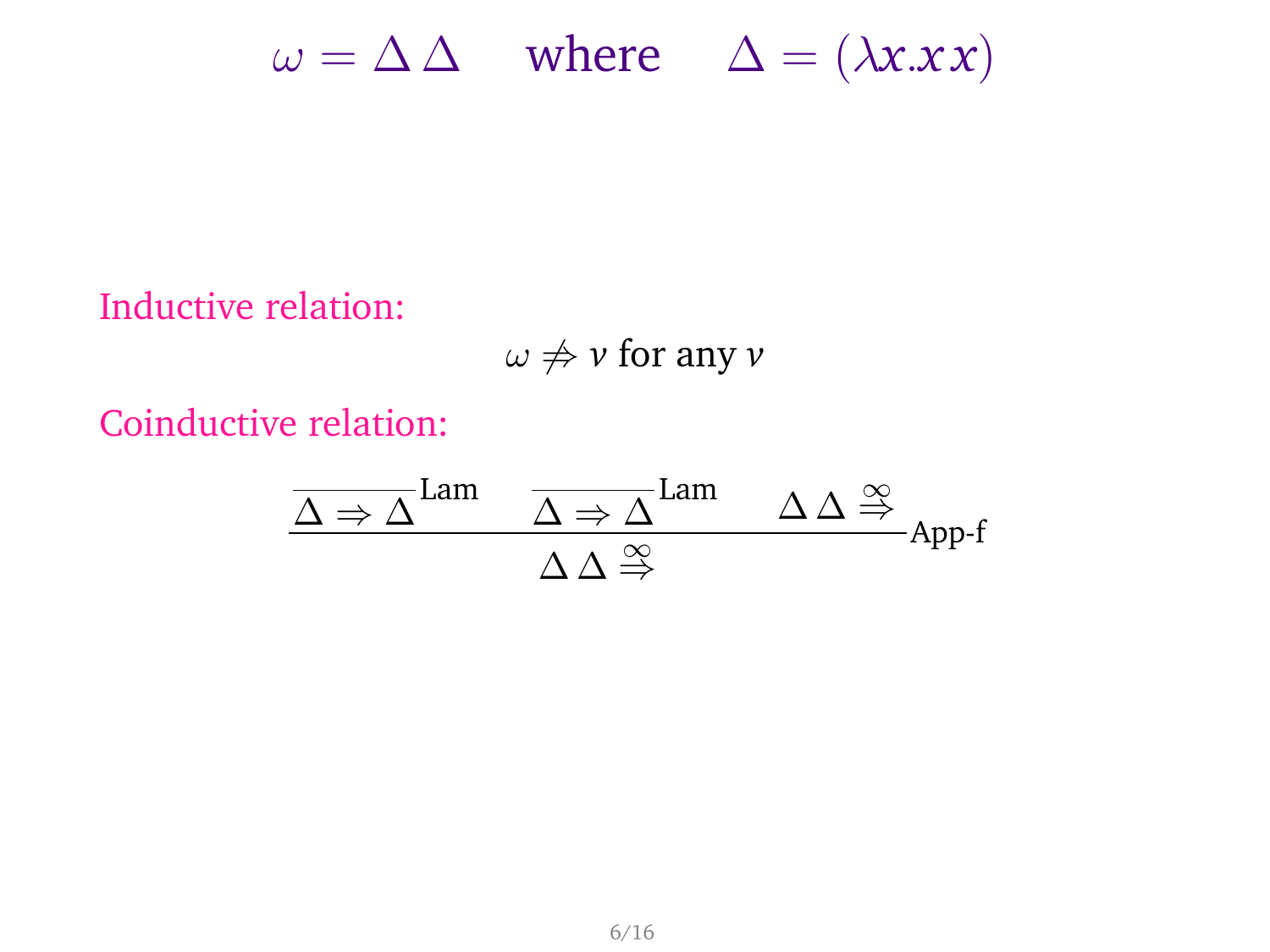$$\omega = \Delta\,\Delta \quad \text{where} \quad \Delta = (\lambda x.x\,x)$$

Inductive relation:

$$\omega \not\Rightarrow v \text{ for any } v$$

Coinductive relation:

$$\dfrac{\dfrac{}{\Delta \Rightarrow \Delta}\,\text{Lam} \qquad \dfrac{}{\Delta \Rightarrow \Delta}\,\text{Lam} \qquad \Delta\,\Delta \stackrel{\infty}{\Rightarrow}}{\Delta\,\Delta \stackrel{\infty}{\Rightarrow}}\,\text{App-f}$$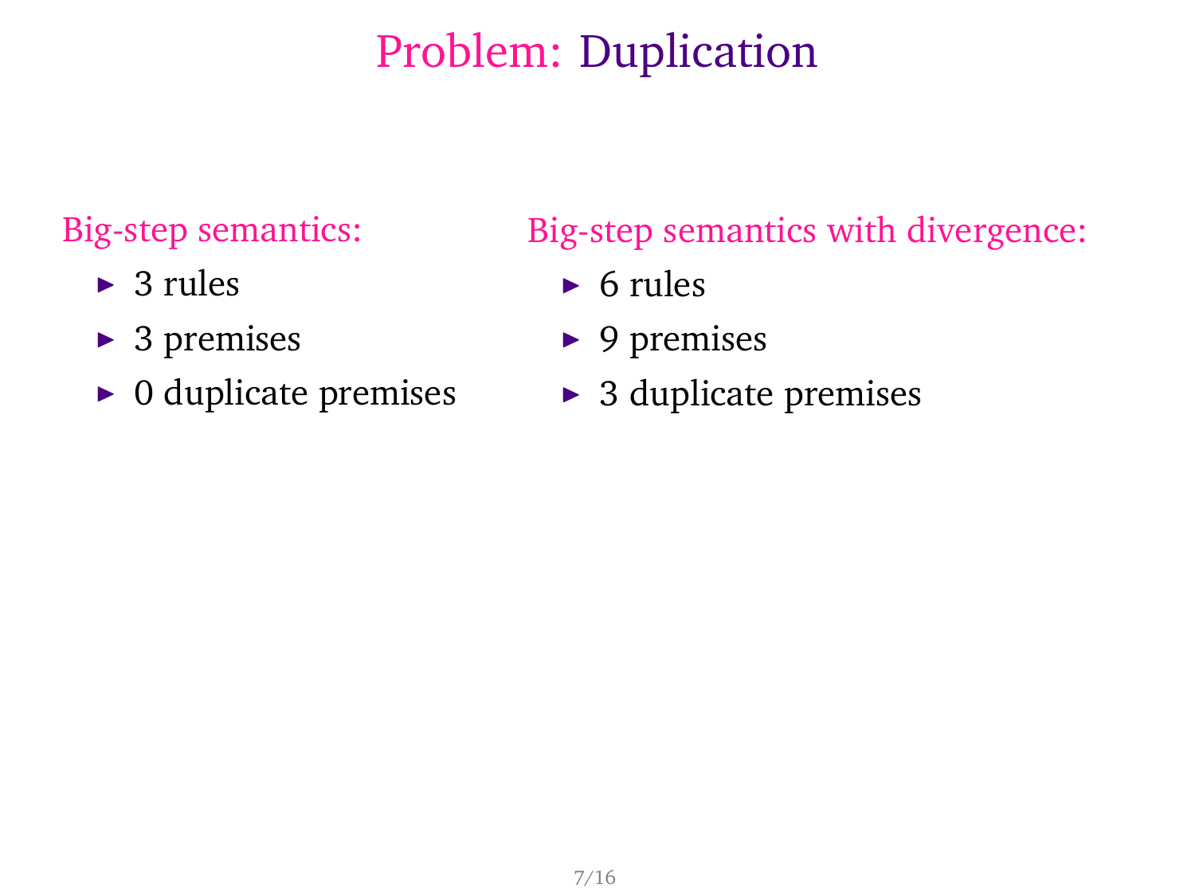# Problem: Duplication

**Big-step semantics:**

- 3 rules
- 3 premises
- 0 duplicate premises

**Big-step semantics with divergence:**

- 6 rules
- 9 premises
- 3 duplicate premises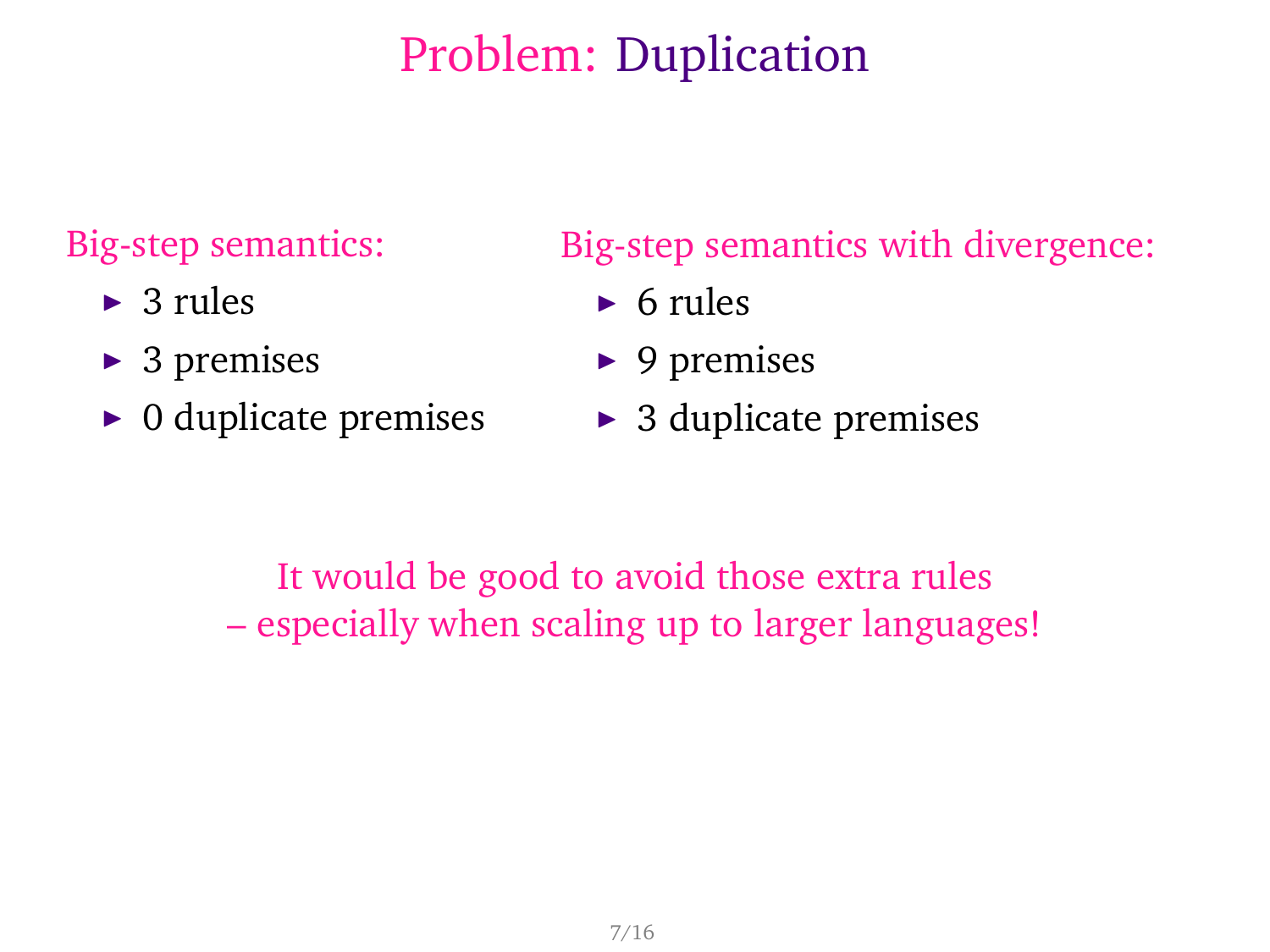# Problem: Duplication

Big-step semantics:

- 3 rules
- 3 premises
- 0 duplicate premises

Big-step semantics with divergence:

- 6 rules
- 9 premises
- 3 duplicate premises

It would be good to avoid those extra rules
– especially when scaling up to larger languages!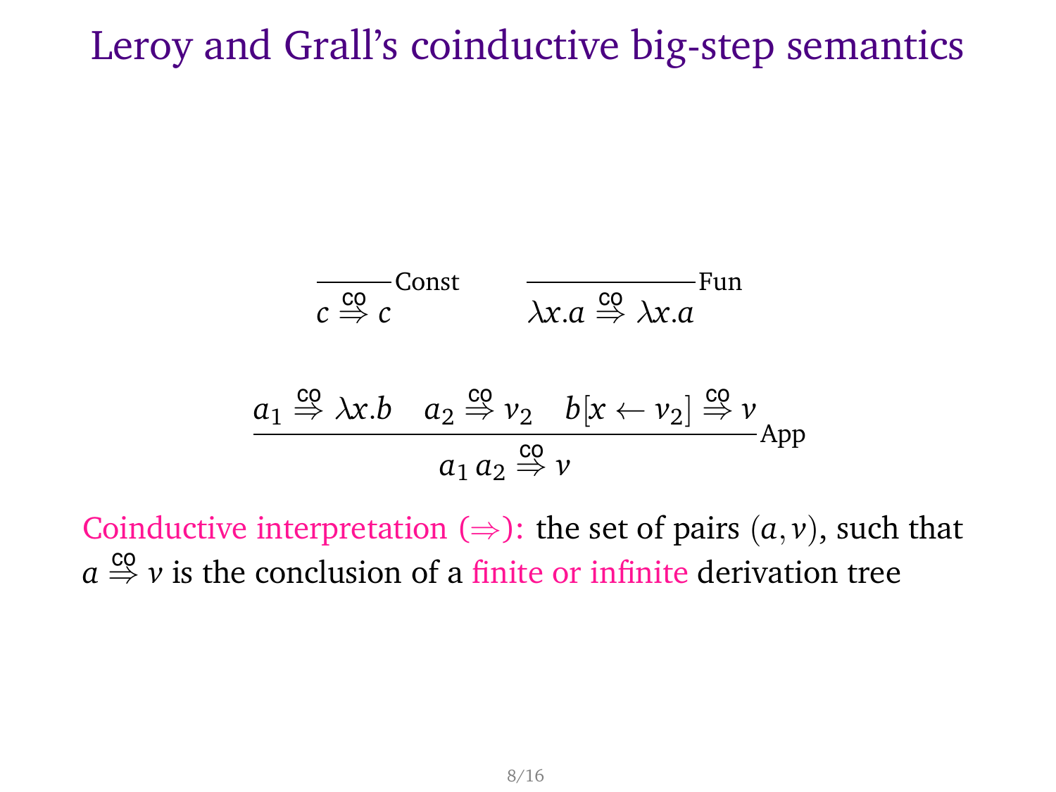# Leroy and Grall's coinductive big-step semantics

$$\frac{}{c \stackrel{\text{co}}{\Rightarrow} c}\text{Const} \qquad \frac{}{\lambda x.a \stackrel{\text{co}}{\Rightarrow} \lambda x.a}\text{Fun}$$

$$\frac{a_1 \stackrel{\text{co}}{\Rightarrow} \lambda x.b \quad a_2 \stackrel{\text{co}}{\Rightarrow} v_2 \quad b[x \leftarrow v_2] \stackrel{\text{co}}{\Rightarrow} v}{a_1\, a_2 \stackrel{\text{co}}{\Rightarrow} v}\text{App}$$

Coinductive interpretation ($\Rightarrow$): the set of pairs $(a, v)$, such that $a \stackrel{\text{co}}{\Rightarrow} v$ is the conclusion of a finite or infinite derivation tree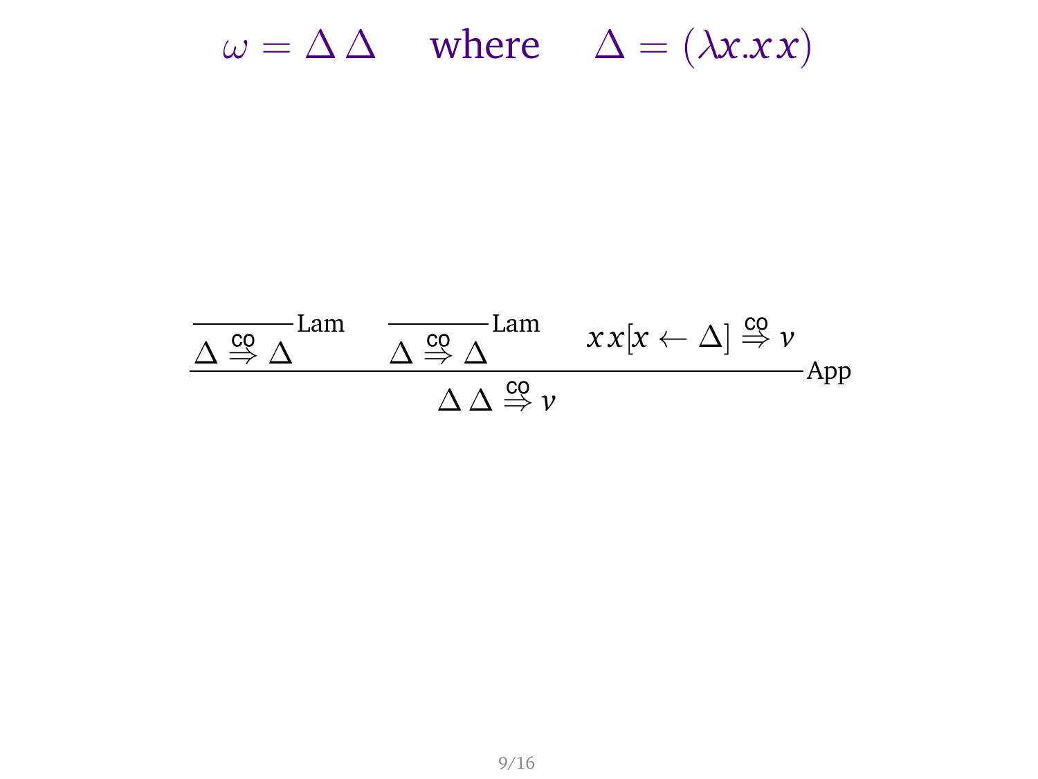$$\omega = \Delta\,\Delta \quad \text{where} \quad \Delta = (\lambda x. x\, x)$$

$$\dfrac{\dfrac{}{\Delta \overset{\mathsf{co}}{\Rightarrow} \Delta}\,\text{Lam} \qquad \dfrac{}{\Delta \overset{\mathsf{co}}{\Rightarrow} \Delta}\,\text{Lam} \qquad x\,x[x \leftarrow \Delta] \overset{\mathsf{co}}{\Rightarrow} v}{\Delta\,\Delta \overset{\mathsf{co}}{\Rightarrow} v}\,\text{App}$$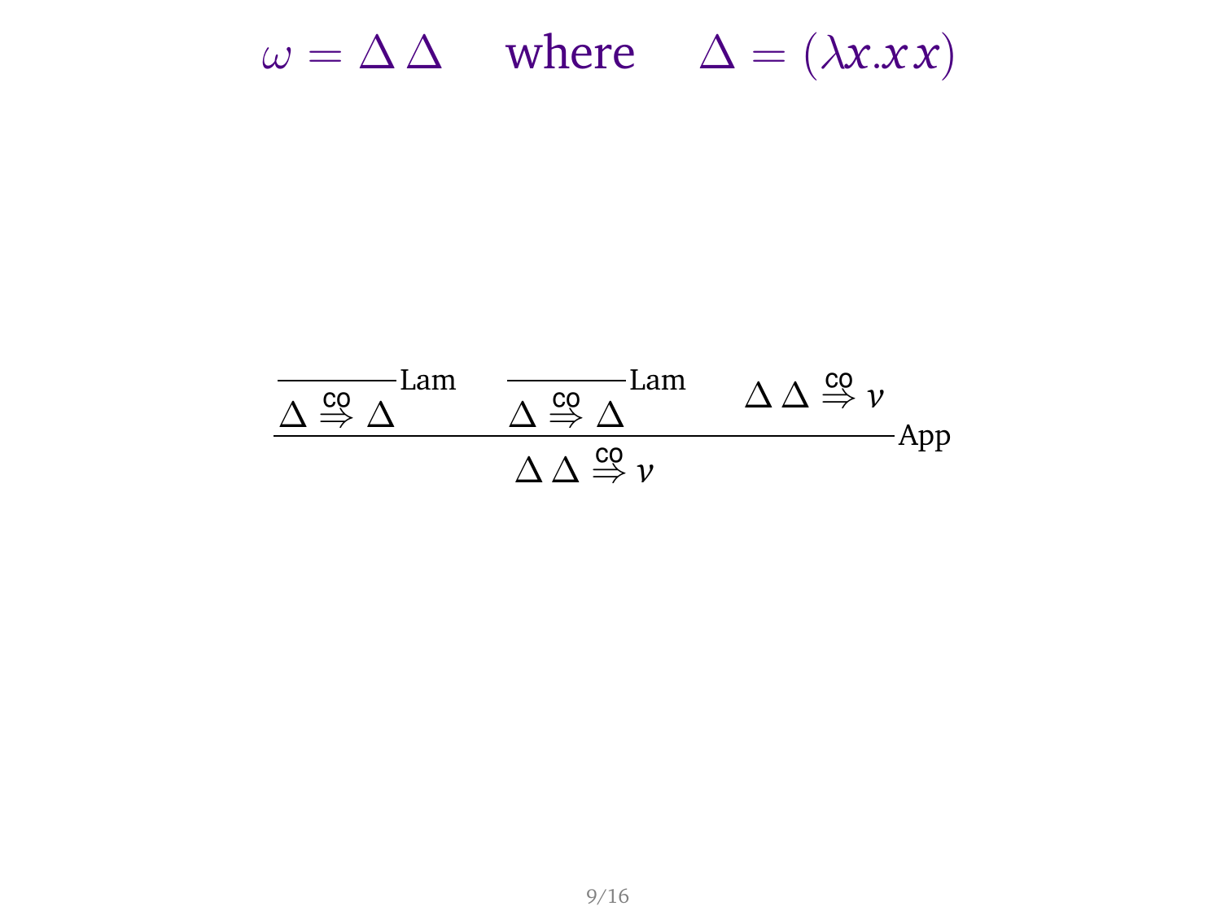$$\omega = \Delta\,\Delta \quad \text{where} \quad \Delta = (\lambda x. x\, x)$$

$$\dfrac{\dfrac{}{\Delta \overset{\mathsf{co}}{\Rightarrow} \Delta}\,\text{Lam} \qquad \dfrac{}{\Delta \overset{\mathsf{co}}{\Rightarrow} \Delta}\,\text{Lam} \qquad \Delta\,\Delta \overset{\mathsf{co}}{\Rightarrow} v}{\Delta\,\Delta \overset{\mathsf{co}}{\Rightarrow} v}\,\text{App}$$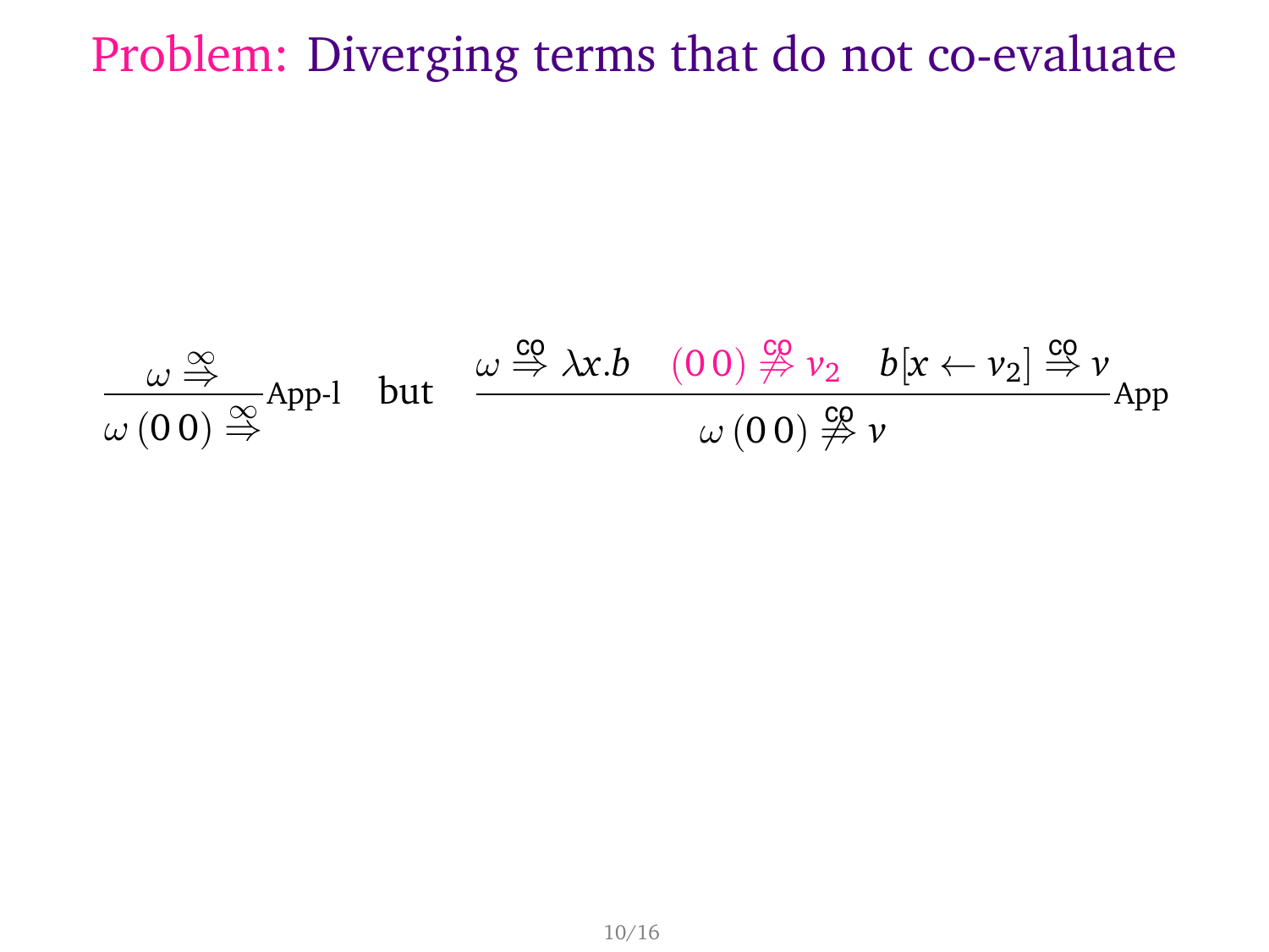# Problem: Diverging terms that do not co-evaluate

$$\frac{\omega \overset{\infty}{\Rightarrow}}{\omega\,(0\,0) \overset{\infty}{\Rightarrow}}\text{App-l} \quad \text{but} \quad \frac{\omega \overset{\mathsf{co}}{\Rightarrow} \lambda x.b \quad (0\,0) \overset{\mathsf{co}}{\not\Rightarrow} v_2 \quad b[x \leftarrow v_2] \overset{\mathsf{co}}{\Rightarrow} v}{\omega\,(0\,0) \overset{\mathsf{co}}{\not\Rightarrow} v}\text{App}$$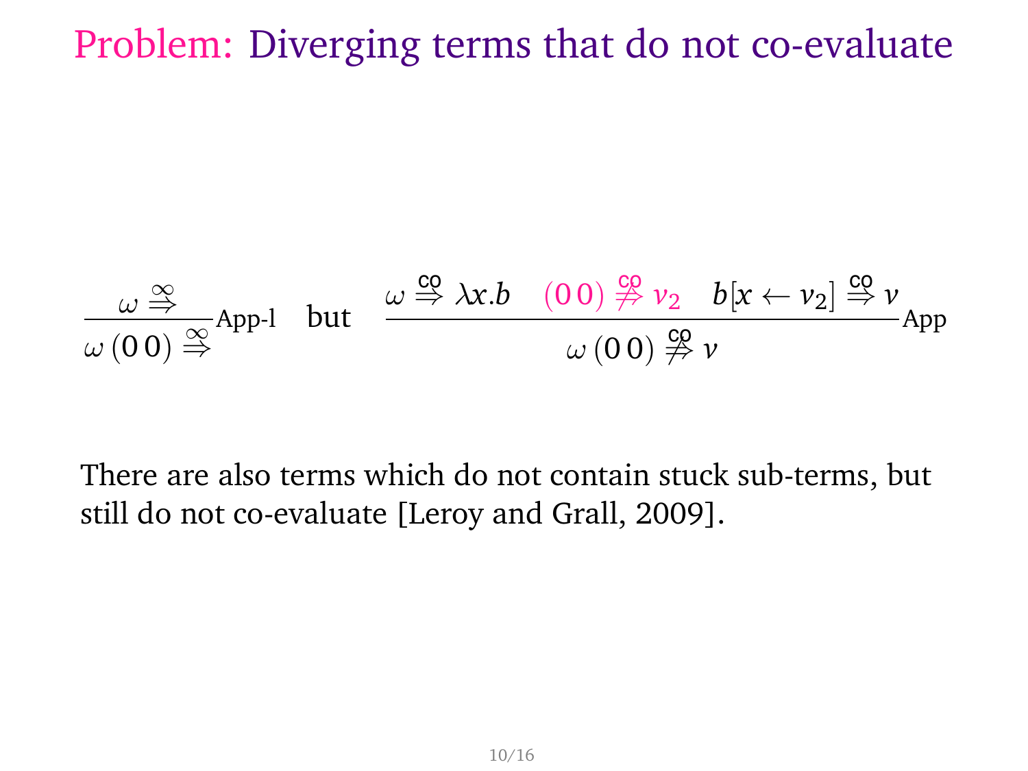# Problem: Diverging terms that do not co-evaluate

$$\frac{\omega \overset{\infty}{\Rightarrow}}{\omega\,(0\,0) \overset{\infty}{\Rightarrow}}\,\text{App-l} \quad \text{but} \quad \frac{\omega \overset{\text{co}}{\Rightarrow} \lambda x.b \quad (0\,0) \overset{\text{co}}{\not\Rightarrow} v_2 \quad b[x \leftarrow v_2] \overset{\text{co}}{\Rightarrow} v}{\omega\,(0\,0) \overset{\text{co}}{\not\Rightarrow} v}\,\text{App}$$

There are also terms which do not contain stuck sub-terms, but still do not co-evaluate [Leroy and Grall, 2009].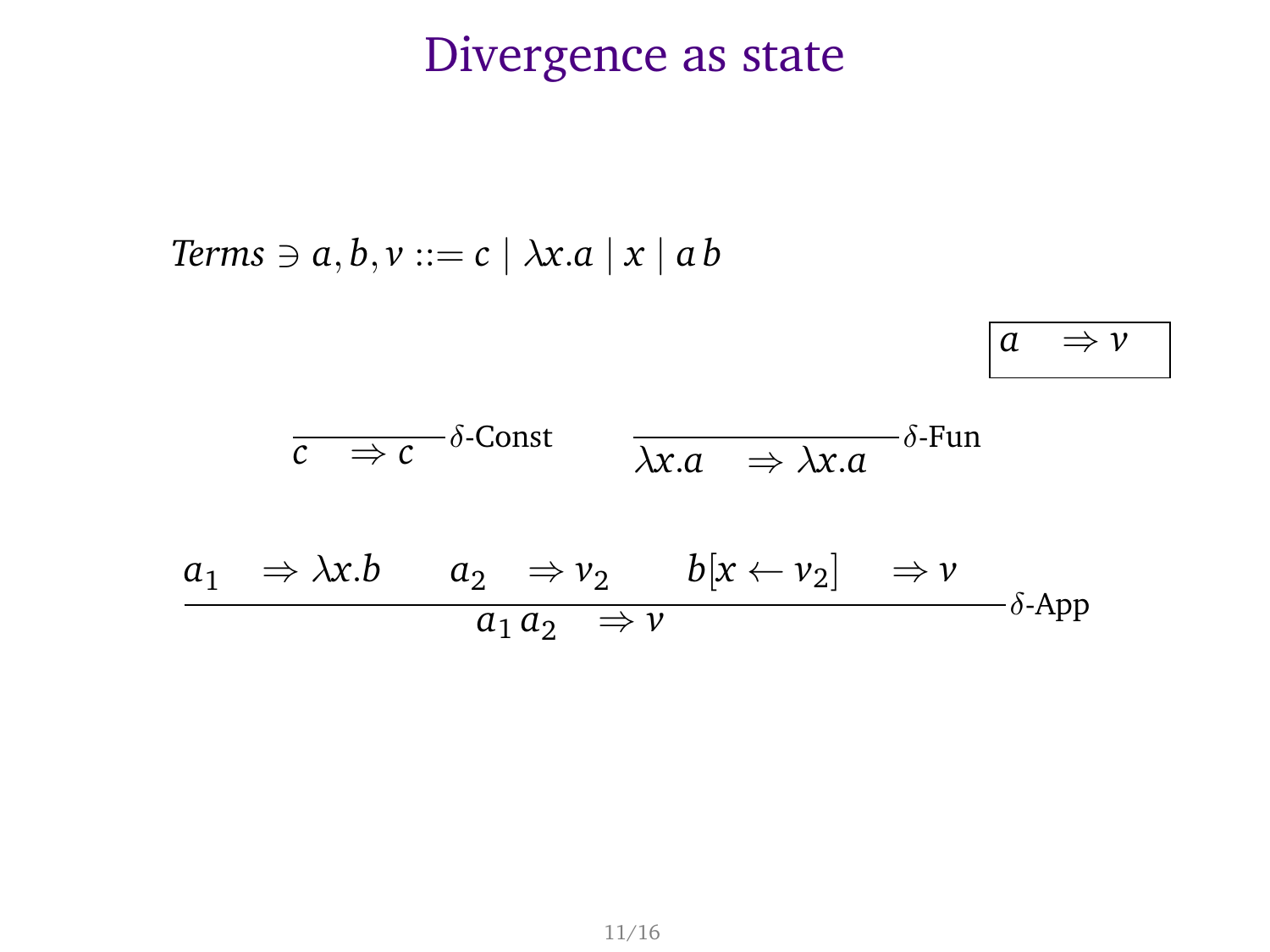# Divergence as state

$$\mathit{Terms} \ni a, b, v ::= c \mid \lambda x.a \mid x \mid a\,b$$

$$\boxed{a \quad \Rightarrow v}$$

$$\frac{}{c \quad \Rightarrow c}\;\delta\text{-Const} \qquad \frac{}{\lambda x.a \quad \Rightarrow \lambda x.a}\;\delta\text{-Fun}$$

$$\frac{a_1 \quad \Rightarrow \lambda x.b \qquad a_2 \quad \Rightarrow v_2 \qquad b[x \leftarrow v_2] \quad \Rightarrow v}{a_1\,a_2 \quad \Rightarrow v}\;\delta\text{-App}$$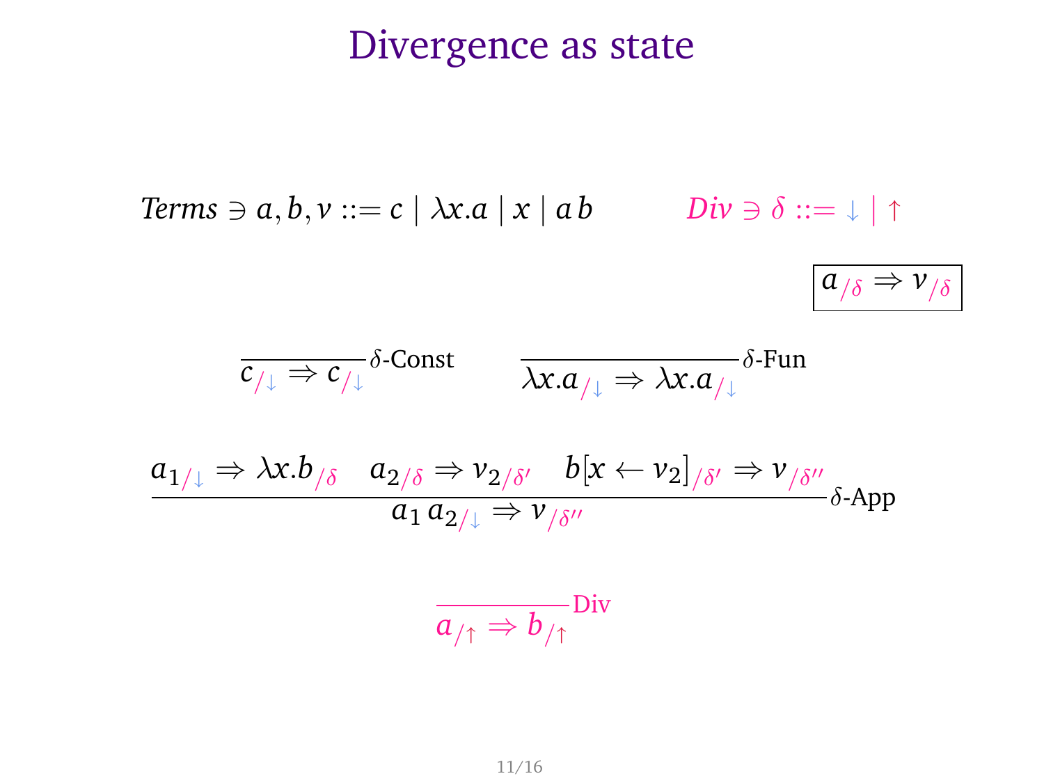# Divergence as state

$$\mathit{Terms} \ni a, b, v ::= c \mid \lambda x.a \mid x \mid a\, b \qquad \mathit{Div} \ni \delta ::= \downarrow \mid \uparrow$$

$$\boxed{a_{/\delta} \Rightarrow v_{/\delta}}$$

$$\frac{}{c_{/\downarrow} \Rightarrow c_{/\downarrow}}\,\delta\text{-Const} \qquad \frac{}{\lambda x.a_{/\downarrow} \Rightarrow \lambda x.a_{/\downarrow}}\,\delta\text{-Fun}$$

$$\frac{a_{1/\downarrow} \Rightarrow \lambda x.b_{/\delta} \quad a_{2/\delta} \Rightarrow v_{2/\delta'} \quad b[x \leftarrow v_2]_{/\delta'} \Rightarrow v_{/\delta''}}{a_1\, a_{2/\downarrow} \Rightarrow v_{/\delta''}}\,\delta\text{-App}$$

$$\frac{}{a_{/\uparrow} \Rightarrow b_{/\uparrow}}\,\text{Div}$$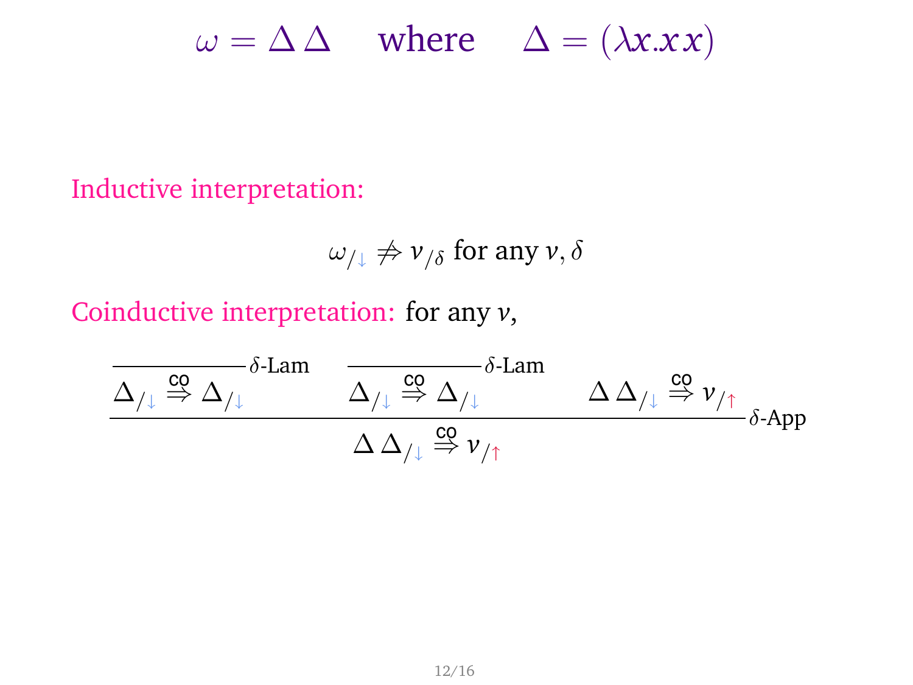$$\omega = \Delta\,\Delta \quad \text{where} \quad \Delta = (\lambda x. x\, x)$$

Inductive interpretation:

$$\omega_{/\downarrow} \not\Rightarrow v_{/\delta} \text{ for any } v, \delta$$

Coinductive interpretation: for any $v$,

$$\dfrac{\dfrac{}{\Delta_{/\downarrow} \overset{\text{co}}{\Rightarrow} \Delta_{/\downarrow}}\,\delta\text{-Lam} \qquad \dfrac{}{\Delta_{/\downarrow} \overset{\text{co}}{\Rightarrow} \Delta_{/\downarrow}}\,\delta\text{-Lam} \qquad \Delta\,\Delta_{/\downarrow} \overset{\text{co}}{\Rightarrow} v_{/\uparrow}}{\Delta\,\Delta_{/\downarrow} \overset{\text{co}}{\Rightarrow} v_{/\uparrow}}\,\delta\text{-App}$$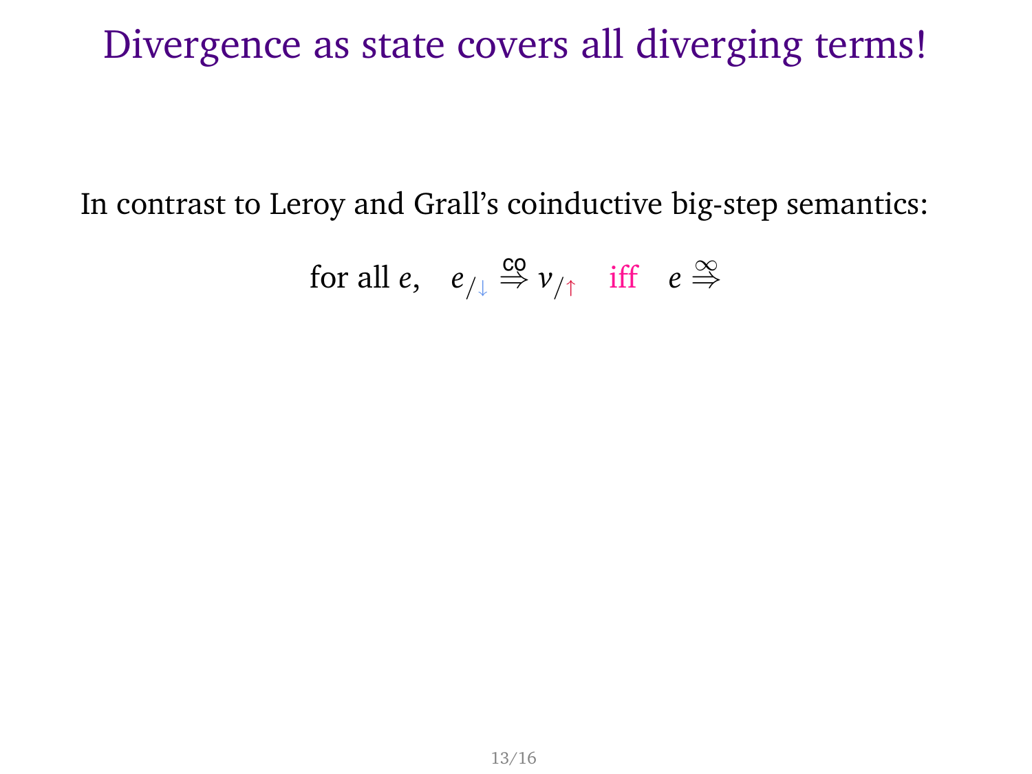# Divergence as state covers all diverging terms!

In contrast to Leroy and Grall's coinductive big-step semantics:

$$\text{for all } e, \quad e_{/\downarrow} \overset{\text{co}}{\Rightarrow} v_{/\uparrow} \quad \text{iff} \quad e \overset{\infty}{\Rightarrow}$$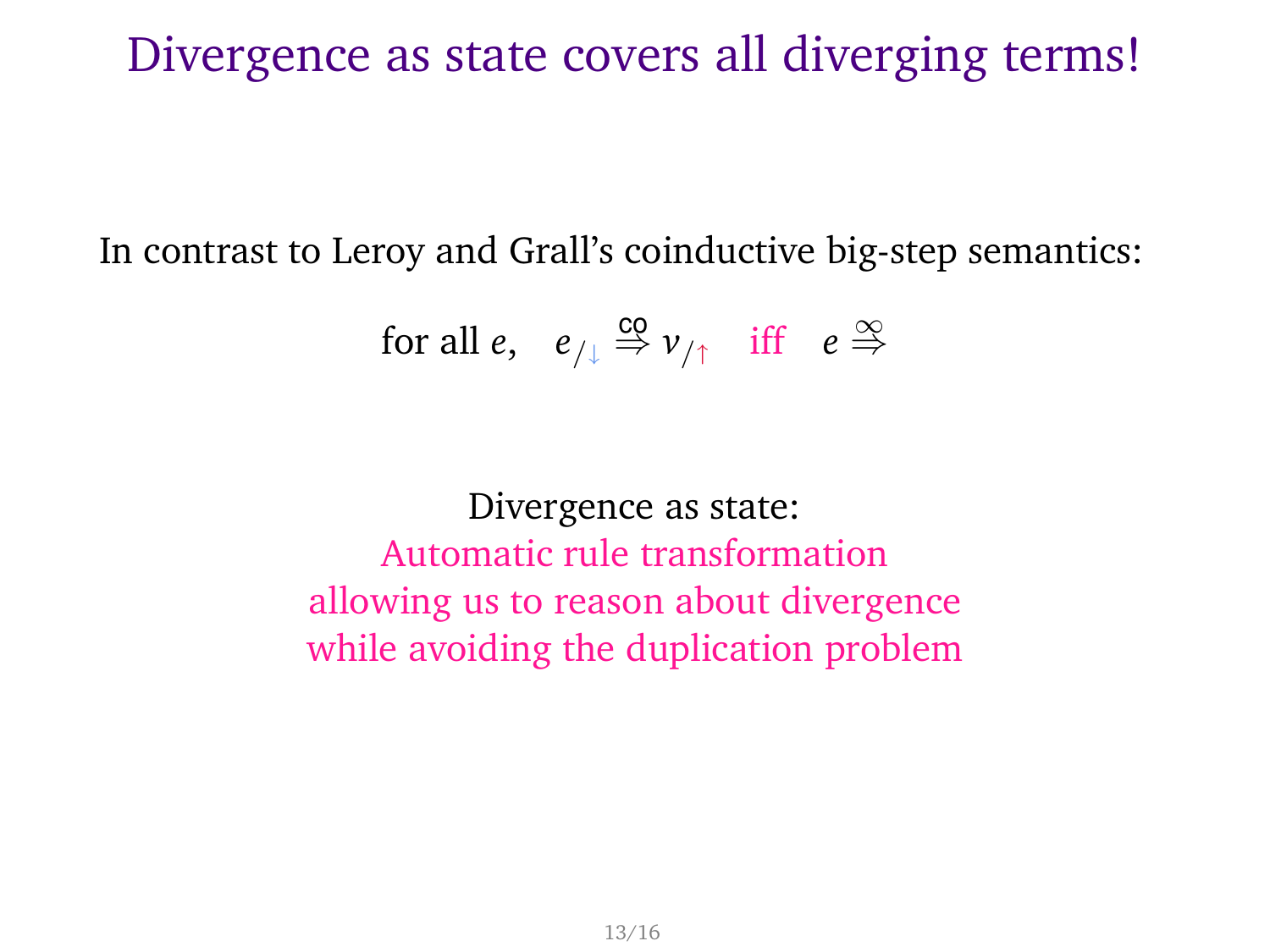# Divergence as state covers all diverging terms!

In contrast to Leroy and Grall's coinductive big-step semantics:

$$\text{for all } e, \quad e_{/\downarrow} \overset{\mathsf{co}}{\Rightarrow} v_{/\uparrow} \quad \text{iff} \quad e \overset{\infty}{\Rightarrow}$$

Divergence as state:
Automatic rule transformation
allowing us to reason about divergence
while avoiding the duplication problem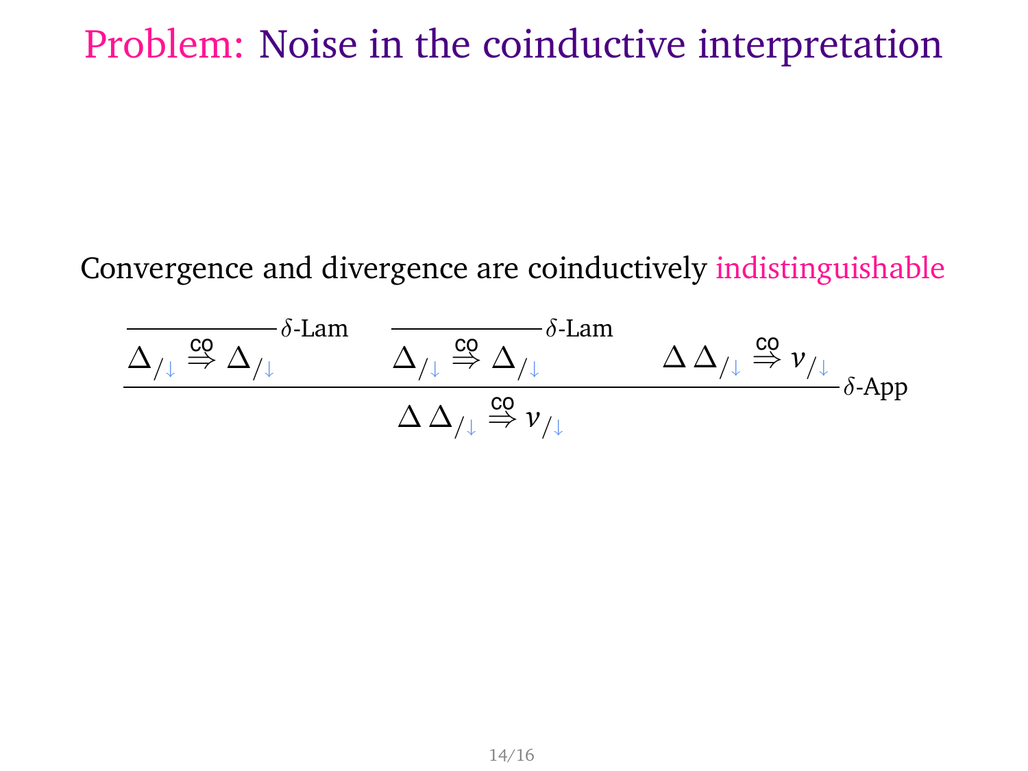# Problem: Noise in the coinductive interpretation

Convergence and divergence are coinductively indistinguishable

$$
\dfrac{\dfrac{}{\Delta_{/\downarrow} \overset{\text{co}}{\Rightarrow} \Delta_{/\downarrow}}\,\delta\text{-Lam} \qquad \dfrac{}{\Delta_{/\downarrow} \overset{\text{co}}{\Rightarrow} \Delta_{/\downarrow}}\,\delta\text{-Lam} \qquad \Delta\,\Delta_{/\downarrow} \overset{\text{co}}{\Rightarrow} v_{/\downarrow}}{\Delta\,\Delta_{/\downarrow} \overset{\text{co}}{\Rightarrow} v_{/\downarrow}}\,\delta\text{-App}
$$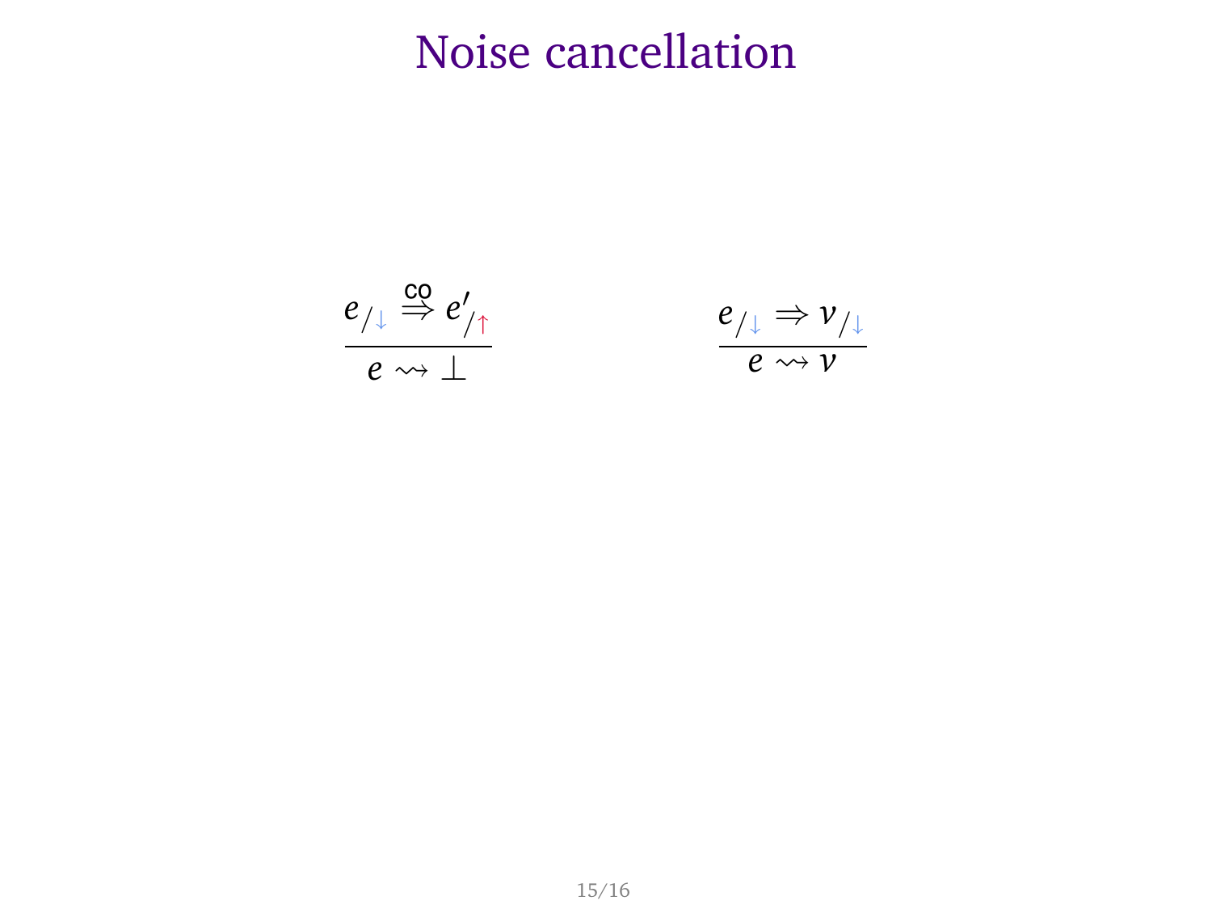# Noise cancellation

$$\frac{e_{/\downarrow} \overset{\text{co}}{\Rightarrow} e'_{/\uparrow}}{e \rightsquigarrow \bot} \qquad \frac{e_{/\downarrow} \Rightarrow v_{/\downarrow}}{e \rightsquigarrow v}$$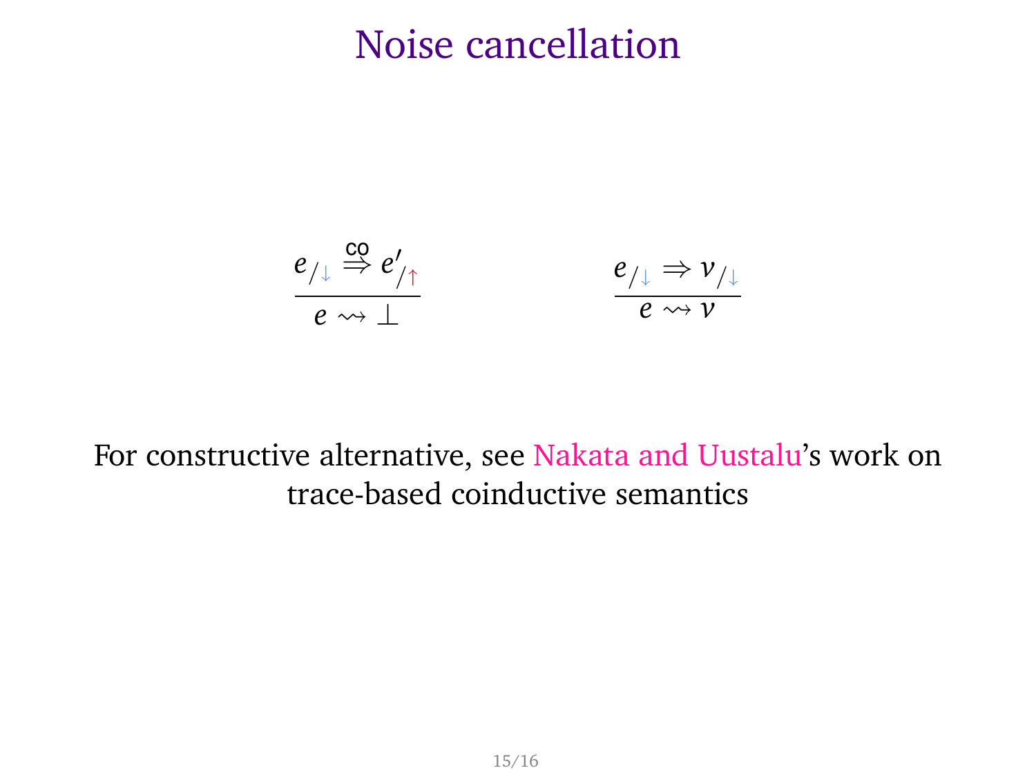# Noise cancellation

$$\frac{e_{/\downarrow} \overset{\text{co}}{\Rightarrow} e'_{/\uparrow}}{e \rightsquigarrow \bot} \qquad \frac{e_{/\downarrow} \Rightarrow v_{/\downarrow}}{e \rightsquigarrow v}$$

For constructive alternative, see Nakata and Uustalu's work on trace-based coinductive semantics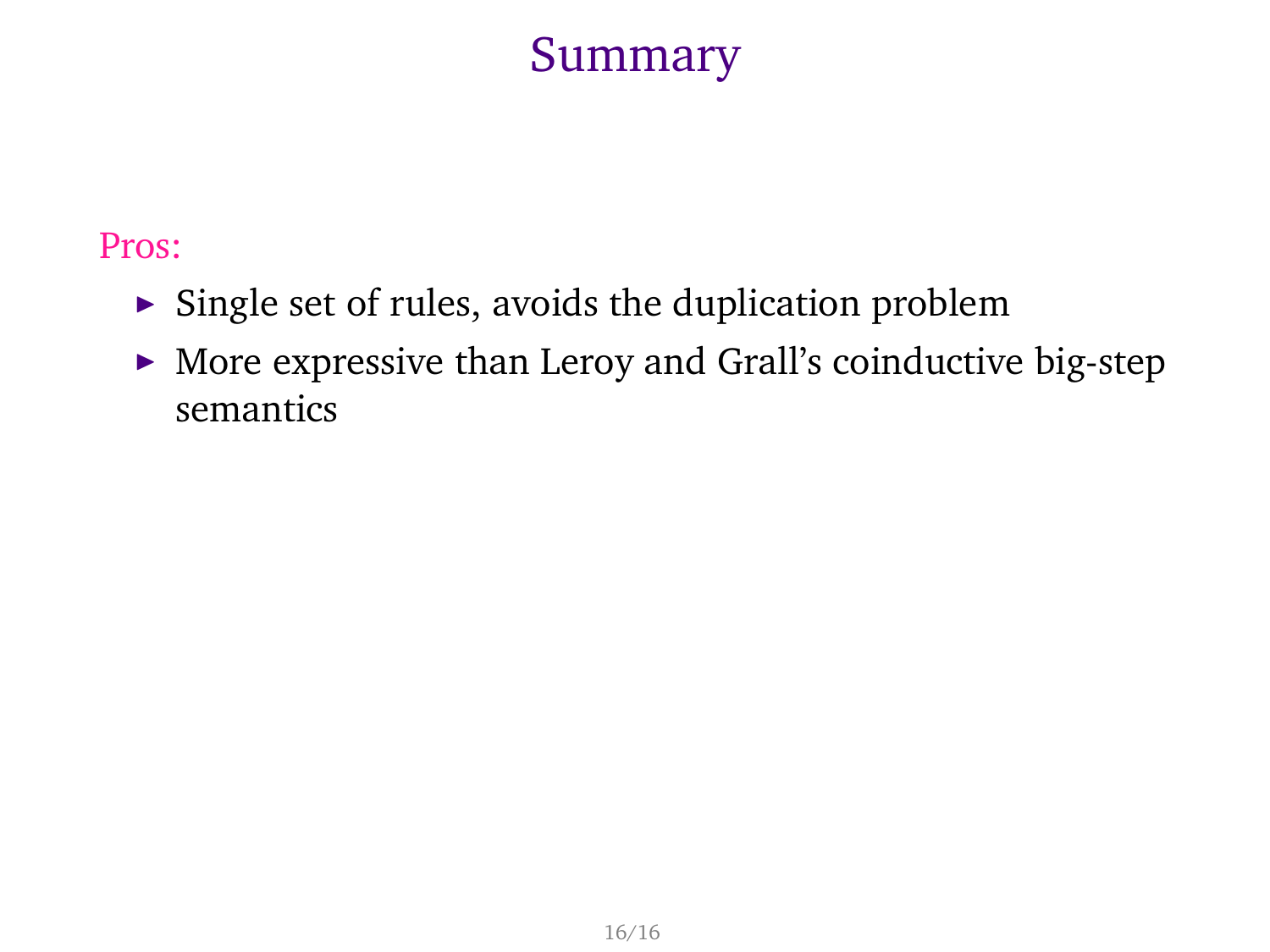# Summary

Pros:

- Single set of rules, avoids the duplication problem
- More expressive than Leroy and Grall's coinductive big-step semantics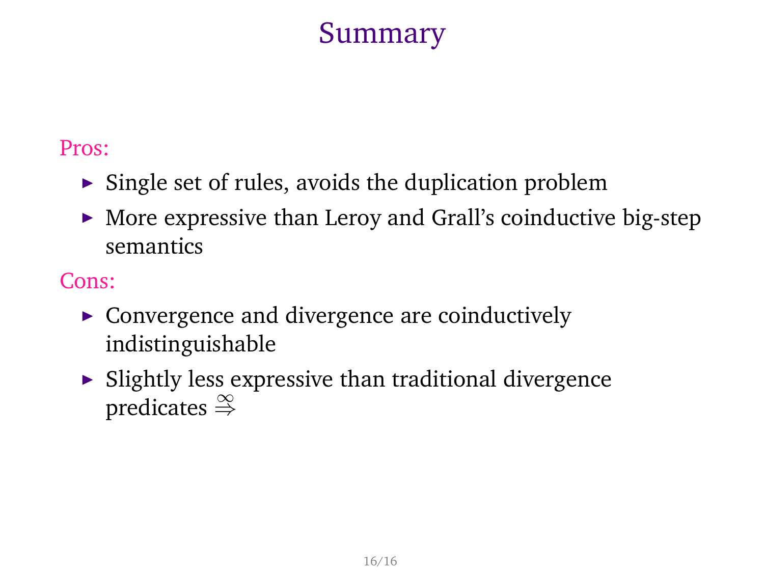# Summary

Pros:

- Single set of rules, avoids the duplication problem
- More expressive than Leroy and Grall's coinductive big-step semantics

Cons:

- Convergence and divergence are coinductively indistinguishable
- Slightly less expressive than traditional divergence predicates $\stackrel{\infty}{\Rightarrow}$